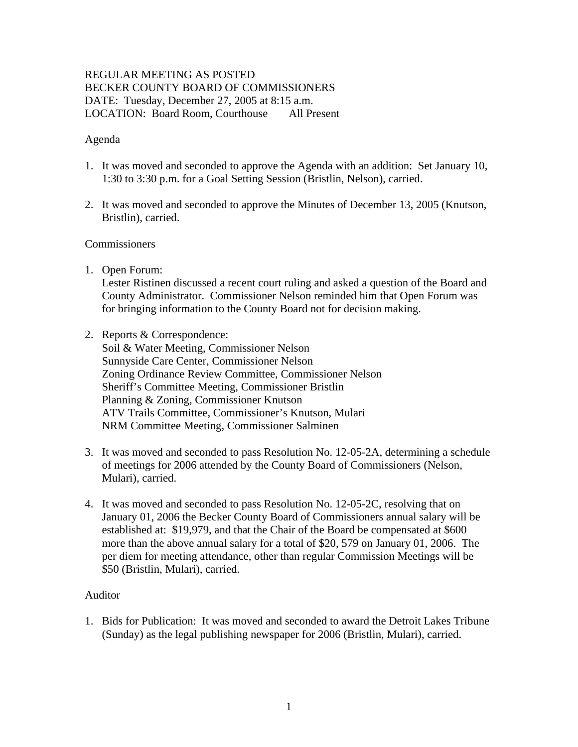REGULAR MEETING AS POSTED
BECKER COUNTY BOARD OF COMMISSIONERS
DATE: Tuesday, December 27, 2005 at 8:15 a.m.
LOCATION: Board Room, Courthouse All Present

Agenda

1. It was moved and seconded to approve the Agenda with an addition: Set January 10, 1:30 to 3:30 p.m. for a Goal Setting Session (Bristlin, Nelson), carried.

2. It was moved and seconded to approve the Minutes of December 13, 2005 (Knutson, Bristlin), carried.

Commissioners

1. Open Forum:
   Lester Ristinen discussed a recent court ruling and asked a question of the Board and County Administrator. Commissioner Nelson reminded him that Open Forum was for bringing information to the County Board not for decision making.

2. Reports & Correspondence:
   Soil & Water Meeting, Commissioner Nelson
   Sunnyside Care Center, Commissioner Nelson
   Zoning Ordinance Review Committee, Commissioner Nelson
   Sheriff's Committee Meeting, Commissioner Bristlin
   Planning & Zoning, Commissioner Knutson
   ATV Trails Committee, Commissioner's Knutson, Mulari
   NRM Committee Meeting, Commissioner Salminen

3. It was moved and seconded to pass Resolution No. 12-05-2A, determining a schedule of meetings for 2006 attended by the County Board of Commissioners (Nelson, Mulari), carried.

4. It was moved and seconded to pass Resolution No. 12-05-2C, resolving that on January 01, 2006 the Becker County Board of Commissioners annual salary will be established at: $19,979, and that the Chair of the Board be compensated at $600 more than the above annual salary for a total of $20, 579 on January 01, 2006. The per diem for meeting attendance, other than regular Commission Meetings will be $50 (Bristlin, Mulari), carried.

Auditor

1. Bids for Publication: It was moved and seconded to award the Detroit Lakes Tribune (Sunday) as the legal publishing newspaper for 2006 (Bristlin, Mulari), carried.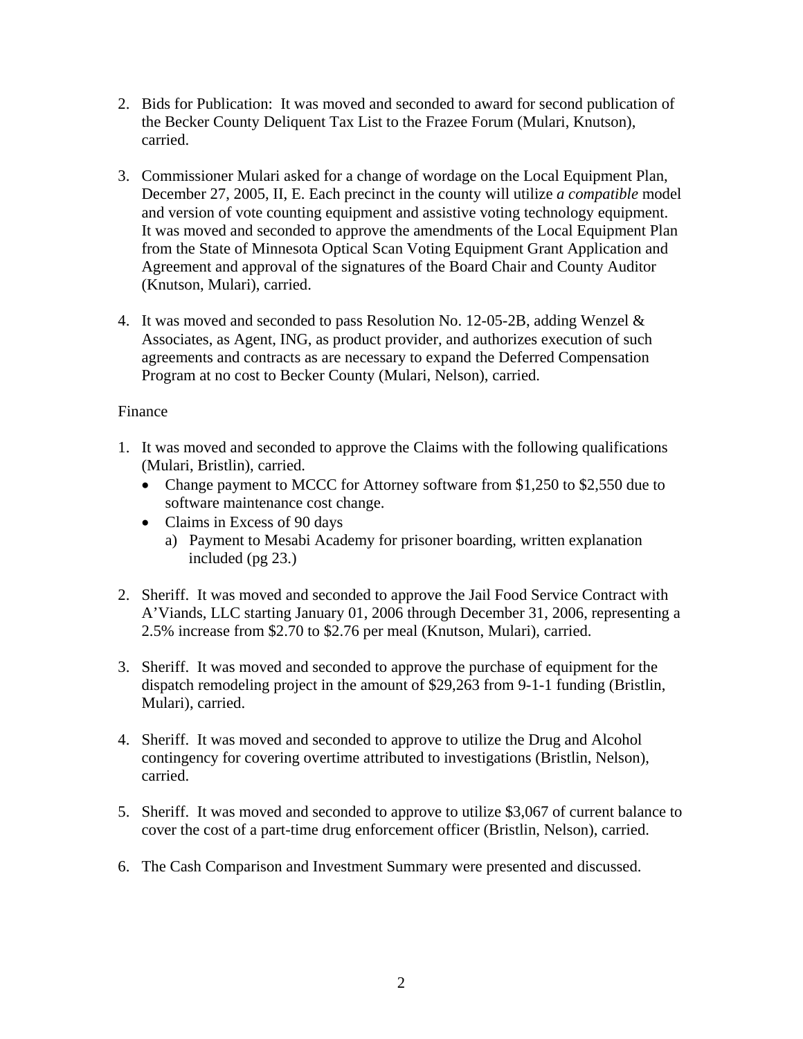2. Bids for Publication: It was moved and seconded to award for second publication of the Becker County Deliquent Tax List to the Frazee Forum (Mulari, Knutson), carried.

3. Commissioner Mulari asked for a change of wordage on the Local Equipment Plan, December 27, 2005, II, E. Each precinct in the county will utilize *a compatible* model and version of vote counting equipment and assistive voting technology equipment. It was moved and seconded to approve the amendments of the Local Equipment Plan from the State of Minnesota Optical Scan Voting Equipment Grant Application and Agreement and approval of the signatures of the Board Chair and County Auditor (Knutson, Mulari), carried.

4. It was moved and seconded to pass Resolution No. 12-05-2B, adding Wenzel & Associates, as Agent, ING, as product provider, and authorizes execution of such agreements and contracts as are necessary to expand the Deferred Compensation Program at no cost to Becker County (Mulari, Nelson), carried.

Finance

1. It was moved and seconded to approve the Claims with the following qualifications (Mulari, Bristlin), carried.
   - Change payment to MCCC for Attorney software from $1,250 to $2,550 due to software maintenance cost change.
   - Claims in Excess of 90 days
     a) Payment to Mesabi Academy for prisoner boarding, written explanation included (pg 23.)

2. Sheriff. It was moved and seconded to approve the Jail Food Service Contract with A'Viands, LLC starting January 01, 2006 through December 31, 2006, representing a 2.5% increase from $2.70 to $2.76 per meal (Knutson, Mulari), carried.

3. Sheriff. It was moved and seconded to approve the purchase of equipment for the dispatch remodeling project in the amount of $29,263 from 9-1-1 funding (Bristlin, Mulari), carried.

4. Sheriff. It was moved and seconded to approve to utilize the Drug and Alcohol contingency for covering overtime attributed to investigations (Bristlin, Nelson), carried.

5. Sheriff. It was moved and seconded to approve to utilize $3,067 of current balance to cover the cost of a part-time drug enforcement officer (Bristlin, Nelson), carried.

6. The Cash Comparison and Investment Summary were presented and discussed.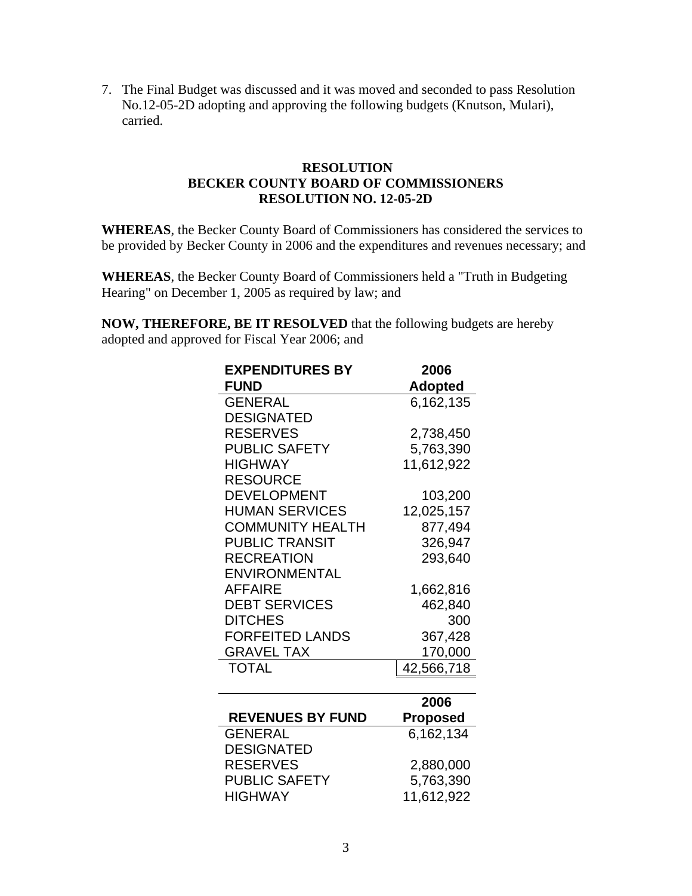7. The Final Budget was discussed and it was moved and seconded to pass Resolution No.12-05-2D adopting and approving the following budgets (Knutson, Mulari), carried.

**RESOLUTION**
**BECKER COUNTY BOARD OF COMMISSIONERS**
**RESOLUTION NO. 12-05-2D**

**WHEREAS**, the Becker County Board of Commissioners has considered the services to be provided by Becker County in 2006 and the expenditures and revenues necessary; and

**WHEREAS**, the Becker County Board of Commissioners held a "Truth in Budgeting Hearing" on December 1, 2005 as required by law; and

**NOW, THEREFORE, BE IT RESOLVED** that the following budgets are hereby adopted and approved for Fiscal Year 2006; and

| EXPENDITURES BY FUND | 2006 Adopted |
|---|---|
| GENERAL | 6,162,135 |
| DESIGNATED RESERVES | 2,738,450 |
| PUBLIC SAFETY | 5,763,390 |
| HIGHWAY | 11,612,922 |
| RESOURCE DEVELOPMENT | 103,200 |
| HUMAN SERVICES | 12,025,157 |
| COMMUNITY HEALTH | 877,494 |
| PUBLIC TRANSIT | 326,947 |
| RECREATION | 293,640 |
| ENVIRONMENTAL AFFAIRE | 1,662,816 |
| DEBT SERVICES | 462,840 |
| DITCHES | 300 |
| FORFEITED LANDS | 367,428 |
| GRAVEL TAX | 170,000 |
| TOTAL | 42,566,718 |

| REVENUES BY FUND | 2006 Proposed |
|---|---|
| GENERAL | 6,162,134 |
| DESIGNATED RESERVES | 2,880,000 |
| PUBLIC SAFETY | 5,763,390 |
| HIGHWAY | 11,612,922 |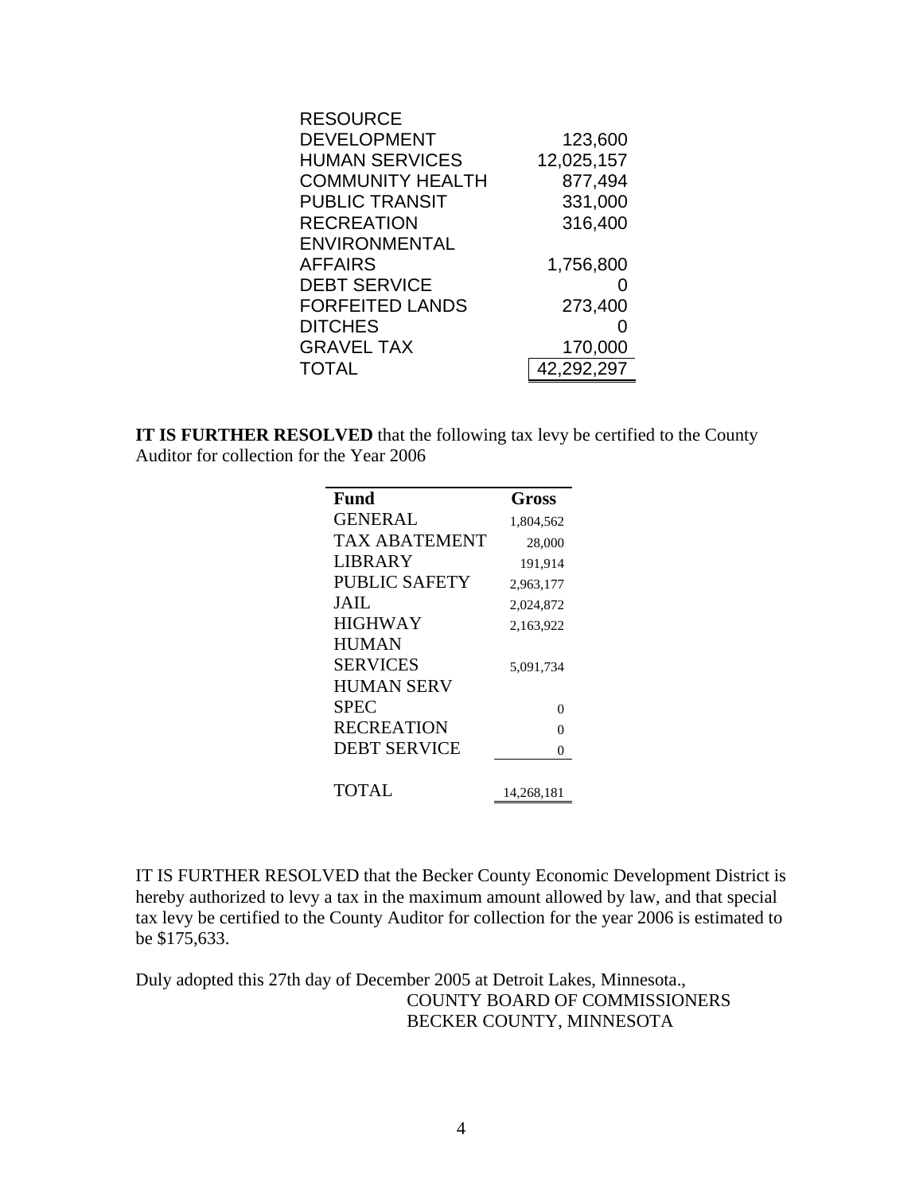| | |
|---|---|
| RESOURCE DEVELOPMENT | 123,600 |
| HUMAN SERVICES | 12,025,157 |
| COMMUNITY HEALTH | 877,494 |
| PUBLIC TRANSIT | 331,000 |
| RECREATION | 316,400 |
| ENVIRONMENTAL AFFAIRS | 1,756,800 |
| DEBT SERVICE | 0 |
| FORFEITED LANDS | 273,400 |
| DITCHES | 0 |
| GRAVEL TAX | 170,000 |
| TOTAL | 42,292,297 |

**IT IS FURTHER RESOLVED** that the following tax levy be certified to the County Auditor for collection for the Year 2006

| Fund | Gross |
|---|---|
| GENERAL | 1,804,562 |
| TAX ABATEMENT | 28,000 |
| LIBRARY | 191,914 |
| PUBLIC SAFETY | 2,963,177 |
| JAIL | 2,024,872 |
| HIGHWAY | 2,163,922 |
| HUMAN SERVICES | 5,091,734 |
| HUMAN SERV SPEC | 0 |
| RECREATION | 0 |
| DEBT SERVICE | 0 |
| TOTAL | 14,268,181 |

IT IS FURTHER RESOLVED that the Becker County Economic Development District is hereby authorized to levy a tax in the maximum amount allowed by law, and that special tax levy be certified to the County Auditor for collection for the year 2006 is estimated to be $175,633.

Duly adopted this 27th day of December 2005 at Detroit Lakes, Minnesota.,

COUNTY BOARD OF COMMISSIONERS
BECKER COUNTY, MINNESOTA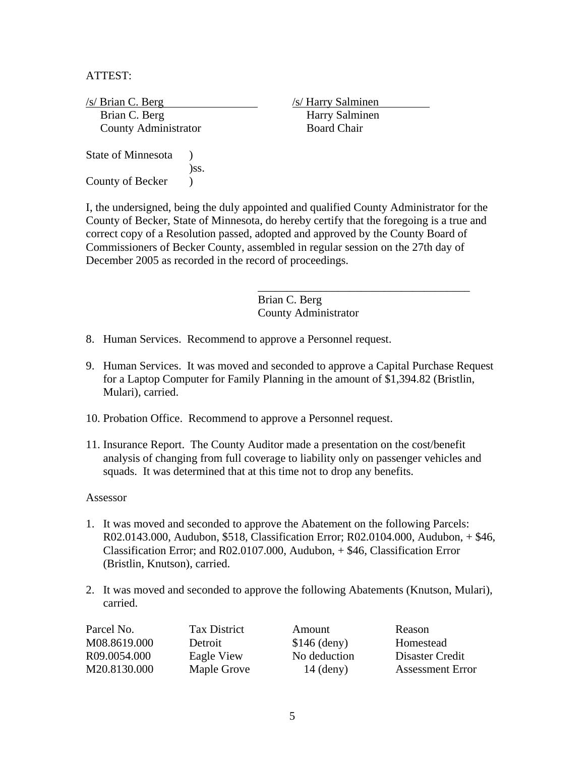ATTEST:

/s/ Brian C. Berg
Brian C. Berg
County Administrator

/s/ Harry Salminen
Harry Salminen
Board Chair

State of Minnesota )
)ss.
County of Becker )

I, the undersigned, being the duly appointed and qualified County Administrator for the County of Becker, State of Minnesota, do hereby certify that the foregoing is a true and correct copy of a Resolution passed, adopted and approved by the County Board of Commissioners of Becker County, assembled in regular session on the 27th day of December 2005 as recorded in the record of proceedings.

_____________________________________
Brian C. Berg
County Administrator

8. Human Services. Recommend to approve a Personnel request.

9. Human Services. It was moved and seconded to approve a Capital Purchase Request for a Laptop Computer for Family Planning in the amount of $1,394.82 (Bristlin, Mulari), carried.

10. Probation Office. Recommend to approve a Personnel request.

11. Insurance Report. The County Auditor made a presentation on the cost/benefit analysis of changing from full coverage to liability only on passenger vehicles and squads. It was determined that at this time not to drop any benefits.

Assessor

1. It was moved and seconded to approve the Abatement on the following Parcels: R02.0143.000, Audubon, $518, Classification Error; R02.0104.000, Audubon, + $46, Classification Error; and R02.0107.000, Audubon, + $46, Classification Error (Bristlin, Knutson), carried.

2. It was moved and seconded to approve the following Abatements (Knutson, Mulari), carried.

| Parcel No. | Tax District | Amount | Reason |
|---|---|---|---|
| M08.8619.000 | Detroit | $146 (deny) | Homestead |
| R09.0054.000 | Eagle View | No deduction | Disaster Credit |
| M20.8130.000 | Maple Grove | 14 (deny) | Assessment Error |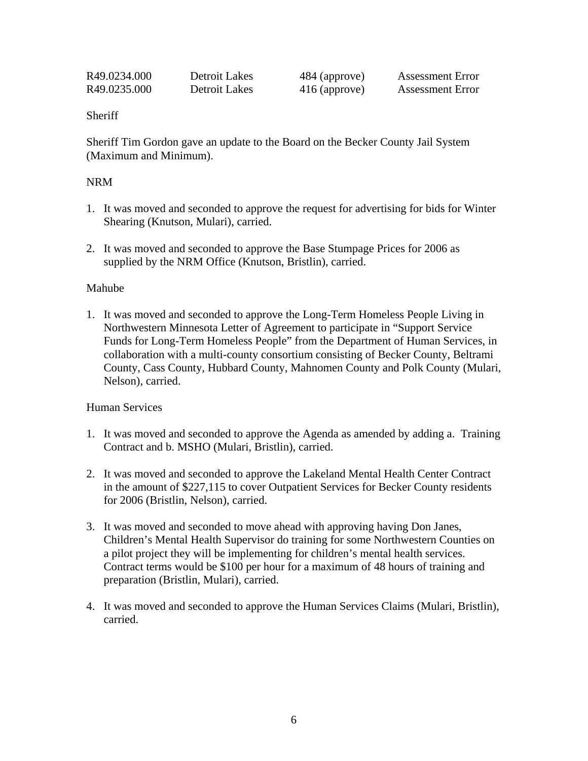| | | | |
|---|---|---|---|
| R49.0234.000 | Detroit Lakes | 484 (approve) | Assessment Error |
| R49.0235.000 | Detroit Lakes | 416 (approve) | Assessment Error |

Sheriff

Sheriff Tim Gordon gave an update to the Board on the Becker County Jail System (Maximum and Minimum).

NRM

1. It was moved and seconded to approve the request for advertising for bids for Winter Shearing (Knutson, Mulari), carried.

2. It was moved and seconded to approve the Base Stumpage Prices for 2006 as supplied by the NRM Office (Knutson, Bristlin), carried.

Mahube

1. It was moved and seconded to approve the Long-Term Homeless People Living in Northwestern Minnesota Letter of Agreement to participate in "Support Service Funds for Long-Term Homeless People" from the Department of Human Services, in collaboration with a multi-county consortium consisting of Becker County, Beltrami County, Cass County, Hubbard County, Mahnomen County and Polk County (Mulari, Nelson), carried.

Human Services

1. It was moved and seconded to approve the Agenda as amended by adding a. Training Contract and b. MSHO (Mulari, Bristlin), carried.

2. It was moved and seconded to approve the Lakeland Mental Health Center Contract in the amount of $227,115 to cover Outpatient Services for Becker County residents for 2006 (Bristlin, Nelson), carried.

3. It was moved and seconded to move ahead with approving having Don Janes, Children's Mental Health Supervisor do training for some Northwestern Counties on a pilot project they will be implementing for children's mental health services. Contract terms would be $100 per hour for a maximum of 48 hours of training and preparation (Bristlin, Mulari), carried.

4. It was moved and seconded to approve the Human Services Claims (Mulari, Bristlin), carried.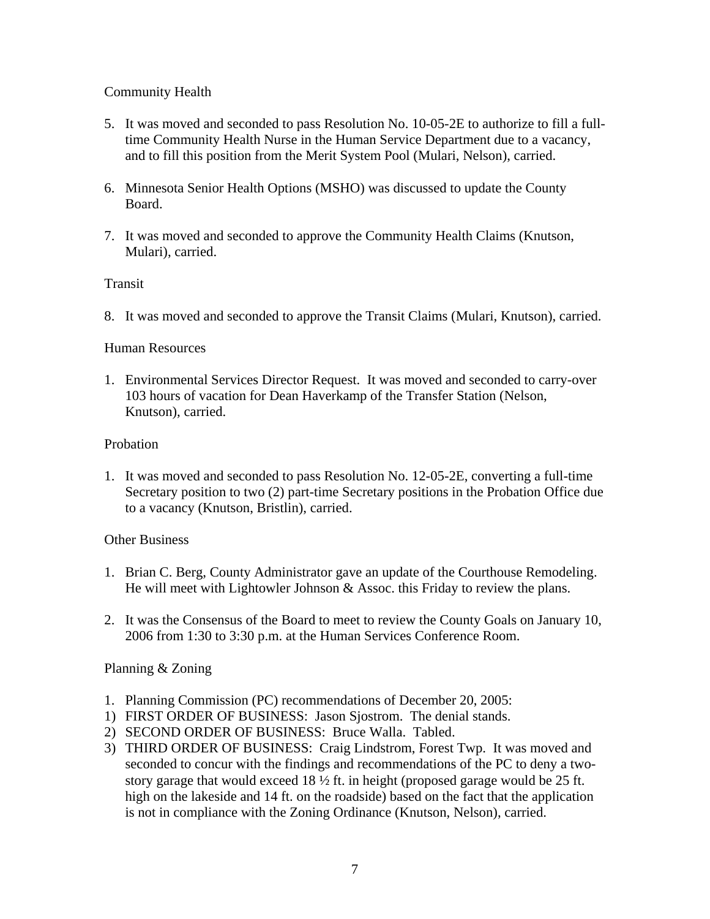Community Health

5. It was moved and seconded to pass Resolution No. 10-05-2E to authorize to fill a full-time Community Health Nurse in the Human Service Department due to a vacancy, and to fill this position from the Merit System Pool (Mulari, Nelson), carried.

6. Minnesota Senior Health Options (MSHO) was discussed to update the County Board.

7. It was moved and seconded to approve the Community Health Claims (Knutson, Mulari), carried.

Transit

8. It was moved and seconded to approve the Transit Claims (Mulari, Knutson), carried.

Human Resources

1. Environmental Services Director Request. It was moved and seconded to carry-over 103 hours of vacation for Dean Haverkamp of the Transfer Station (Nelson, Knutson), carried.

Probation

1. It was moved and seconded to pass Resolution No. 12-05-2E, converting a full-time Secretary position to two (2) part-time Secretary positions in the Probation Office due to a vacancy (Knutson, Bristlin), carried.

Other Business

1. Brian C. Berg, County Administrator gave an update of the Courthouse Remodeling. He will meet with Lightowler Johnson & Assoc. this Friday to review the plans.

2. It was the Consensus of the Board to meet to review the County Goals on January 10, 2006 from 1:30 to 3:30 p.m. at the Human Services Conference Room.

Planning & Zoning

1. Planning Commission (PC) recommendations of December 20, 2005:
1) FIRST ORDER OF BUSINESS: Jason Sjostrom. The denial stands.
2) SECOND ORDER OF BUSINESS: Bruce Walla. Tabled.
3) THIRD ORDER OF BUSINESS: Craig Lindstrom, Forest Twp. It was moved and seconded to concur with the findings and recommendations of the PC to deny a two-story garage that would exceed 18 ½ ft. in height (proposed garage would be 25 ft. high on the lakeside and 14 ft. on the roadside) based on the fact that the application is not in compliance with the Zoning Ordinance (Knutson, Nelson), carried.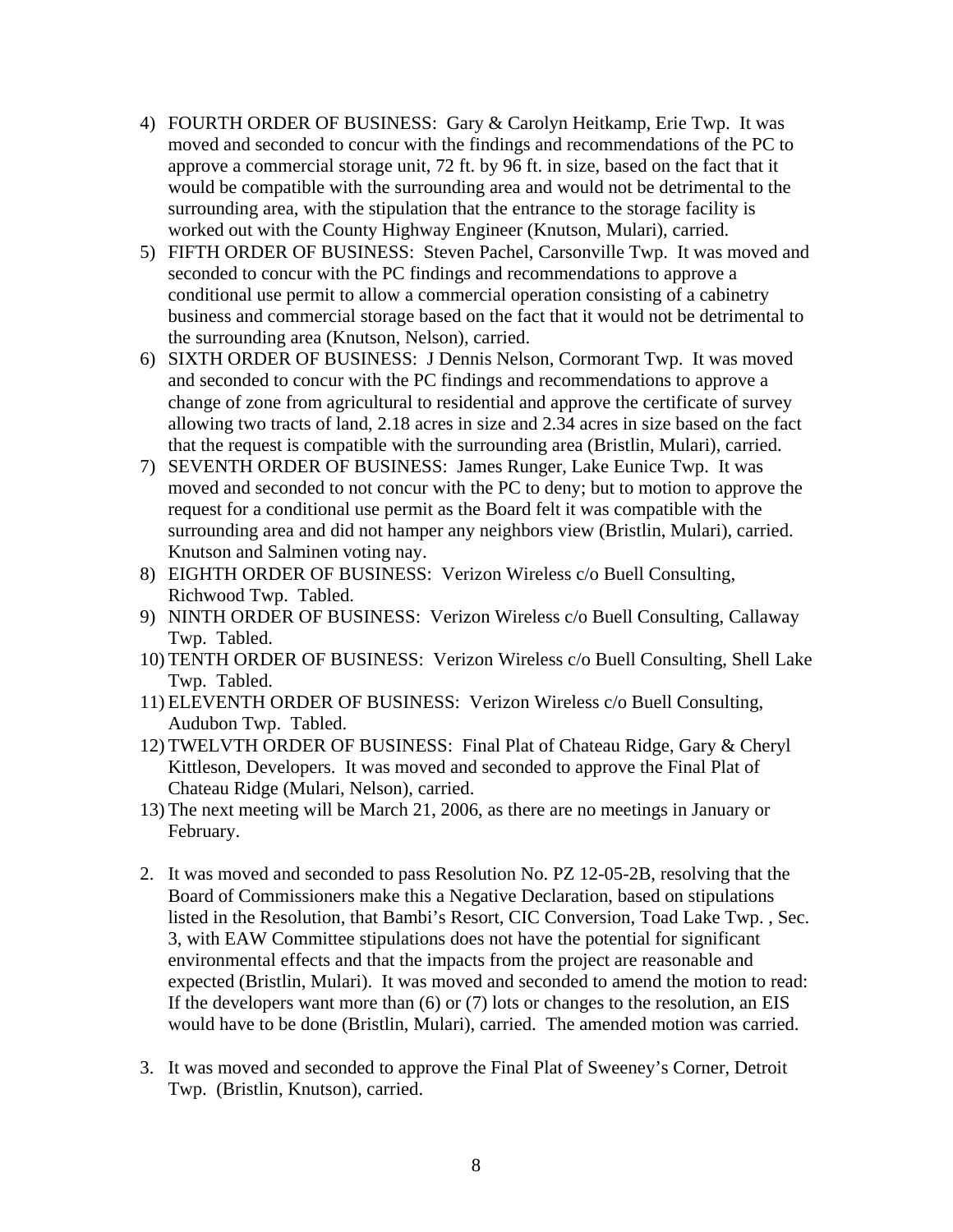4) FOURTH ORDER OF BUSINESS: Gary & Carolyn Heitkamp, Erie Twp. It was moved and seconded to concur with the findings and recommendations of the PC to approve a commercial storage unit, 72 ft. by 96 ft. in size, based on the fact that it would be compatible with the surrounding area and would not be detrimental to the surrounding area, with the stipulation that the entrance to the storage facility is worked out with the County Highway Engineer (Knutson, Mulari), carried.
5) FIFTH ORDER OF BUSINESS: Steven Pachel, Carsonville Twp. It was moved and seconded to concur with the PC findings and recommendations to approve a conditional use permit to allow a commercial operation consisting of a cabinetry business and commercial storage based on the fact that it would not be detrimental to the surrounding area (Knutson, Nelson), carried.
6) SIXTH ORDER OF BUSINESS: J Dennis Nelson, Cormorant Twp. It was moved and seconded to concur with the PC findings and recommendations to approve a change of zone from agricultural to residential and approve the certificate of survey allowing two tracts of land, 2.18 acres in size and 2.34 acres in size based on the fact that the request is compatible with the surrounding area (Bristlin, Mulari), carried.
7) SEVENTH ORDER OF BUSINESS: James Runger, Lake Eunice Twp. It was moved and seconded to not concur with the PC to deny; but to motion to approve the request for a conditional use permit as the Board felt it was compatible with the surrounding area and did not hamper any neighbors view (Bristlin, Mulari), carried. Knutson and Salminen voting nay.
8) EIGHTH ORDER OF BUSINESS: Verizon Wireless c/o Buell Consulting, Richwood Twp. Tabled.
9) NINTH ORDER OF BUSINESS: Verizon Wireless c/o Buell Consulting, Callaway Twp. Tabled.
10) TENTH ORDER OF BUSINESS: Verizon Wireless c/o Buell Consulting, Shell Lake Twp. Tabled.
11) ELEVENTH ORDER OF BUSINESS: Verizon Wireless c/o Buell Consulting, Audubon Twp. Tabled.
12) TWELVTH ORDER OF BUSINESS: Final Plat of Chateau Ridge, Gary & Cheryl Kittleson, Developers. It was moved and seconded to approve the Final Plat of Chateau Ridge (Mulari, Nelson), carried.
13) The next meeting will be March 21, 2006, as there are no meetings in January or February.

2. It was moved and seconded to pass Resolution No. PZ 12-05-2B, resolving that the Board of Commissioners make this a Negative Declaration, based on stipulations listed in the Resolution, that Bambi's Resort, CIC Conversion, Toad Lake Twp. , Sec. 3, with EAW Committee stipulations does not have the potential for significant environmental effects and that the impacts from the project are reasonable and expected (Bristlin, Mulari). It was moved and seconded to amend the motion to read: If the developers want more than (6) or (7) lots or changes to the resolution, an EIS would have to be done (Bristlin, Mulari), carried. The amended motion was carried.

3. It was moved and seconded to approve the Final Plat of Sweeney's Corner, Detroit Twp. (Bristlin, Knutson), carried.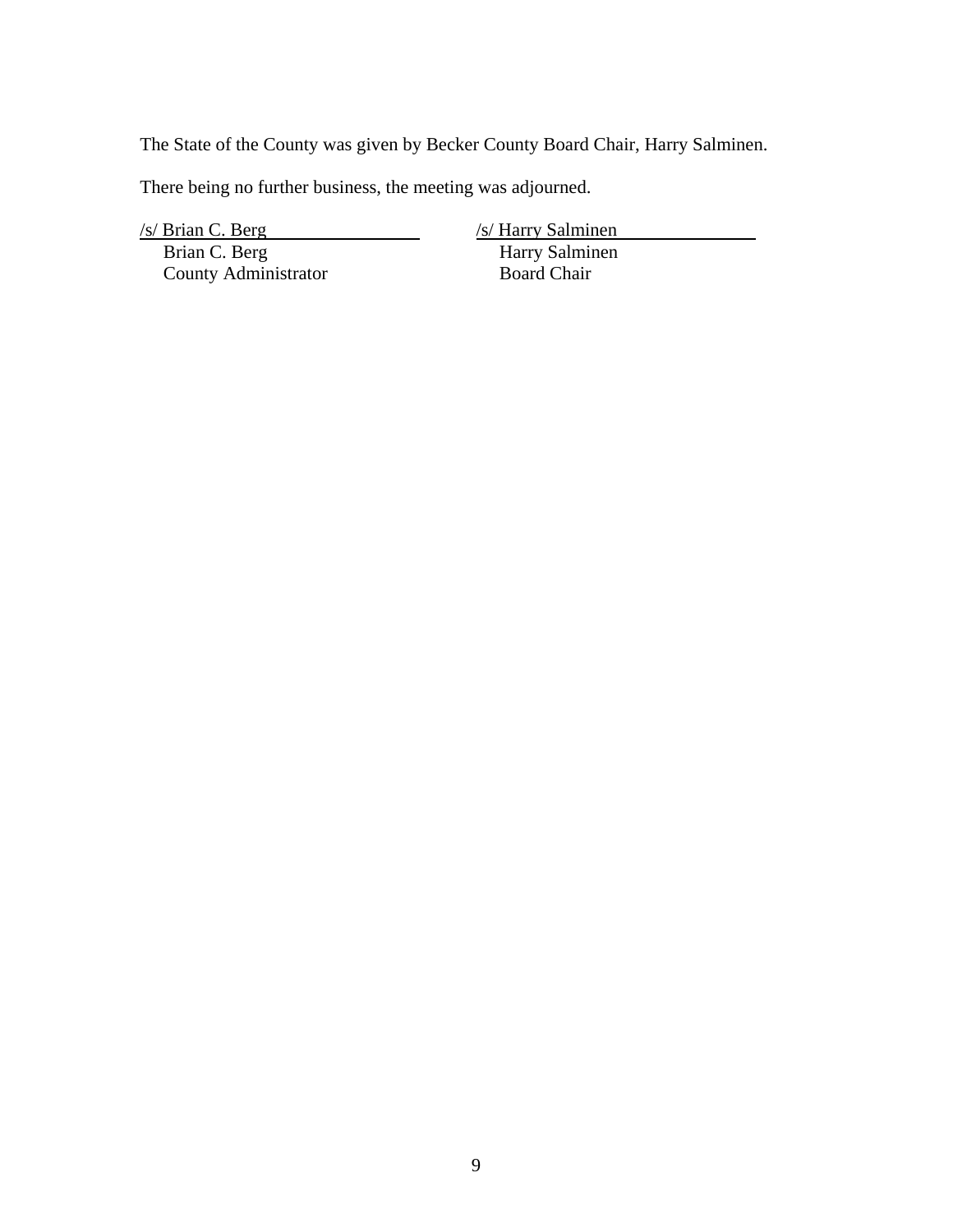The State of the County was given by Becker County Board Chair, Harry Salminen.

There being no further business, the meeting was adjourned.

| | |
|---|---|
| /s/ Brian C. Berg | /s/ Harry Salminen |
| Brian C. Berg | Harry Salminen |
| County Administrator | Board Chair |